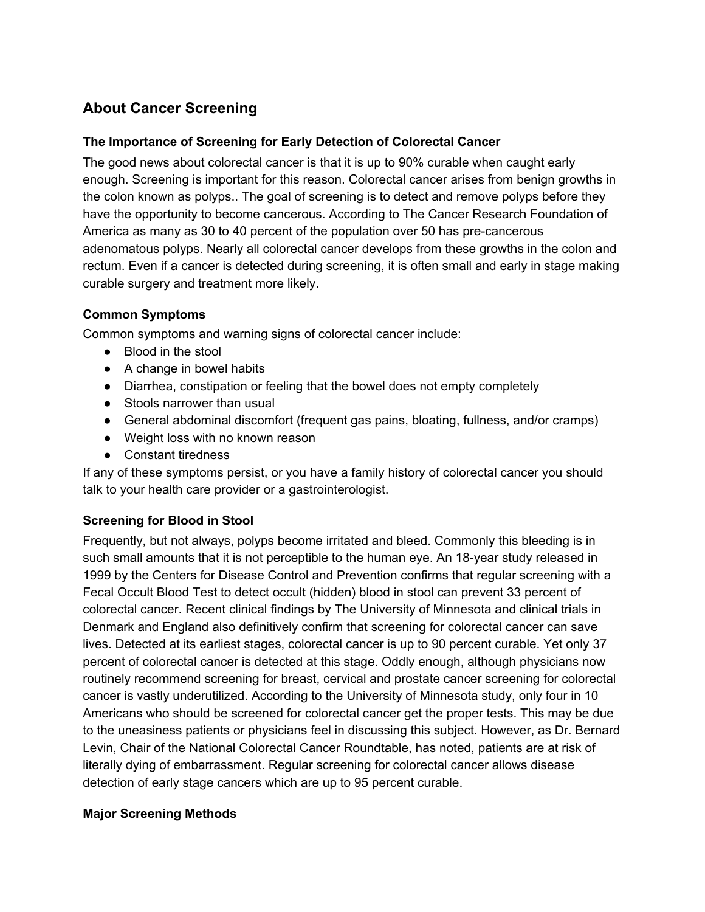## About Cancer Screening

### The Importance of Screening for Early Detection of Colorectal Cancer

The good news about colorectal cancer is that it is up to 90% curable when caught early enough. Screening is important for this reason. Colorectal cancer arises from benign growths in the colon known as polyps.. The goal of screening is to detect and remove polyps before they have the opportunity to become cancerous. According to The Cancer Research Foundation of America as many as 30 to 40 percent of the population over 50 has pre-cancerous adenomatous polyps. Nearly all colorectal cancer develops from these growths in the colon and rectum. Even if a cancer is detected during screening, it is often small and early in stage making curable surgery and treatment more likely.

### Common Symptoms

Common symptoms and warning signs of colorectal cancer include:

- Blood in the stool
- A change in bowel habits
- Diarrhea, constipation or feeling that the bowel does not empty completely
- Stools narrower than usual
- General abdominal discomfort (frequent gas pains, bloating, fullness, and/or cramps)
- Weight loss with no known reason
- Constant tiredness

If any of these symptoms persist, or you have a family history of colorectal cancer you should talk to your health care provider or a gastrointerologist.

### Screening for Blood in Stool

Frequently, but not always, polyps become irritated and bleed. Commonly this bleeding is in such small amounts that it is not perceptible to the human eye. An 18-year study released in 1999 by the Centers for Disease Control and Prevention confirms that regular screening with a Fecal Occult Blood Test to detect occult (hidden) blood in stool can prevent 33 percent of colorectal cancer. Recent clinical findings by The University of Minnesota and clinical trials in Denmark and England also definitively confirm that screening for colorectal cancer can save lives. Detected at its earliest stages, colorectal cancer is up to 90 percent curable. Yet only 37 percent of colorectal cancer is detected at this stage. Oddly enough, although physicians now routinely recommend screening for breast, cervical and prostate cancer screening for colorectal cancer is vastly underutilized. According to the University of Minnesota study, only four in 10 Americans who should be screened for colorectal cancer get the proper tests. This may be due to the uneasiness patients or physicians feel in discussing this subject. However, as Dr. Bernard Levin, Chair of the National Colorectal Cancer Roundtable, has noted, patients are at risk of literally dying of embarrassment. Regular screening for colorectal cancer allows disease detection of early stage cancers which are up to 95 percent curable.

### Major Screening Methods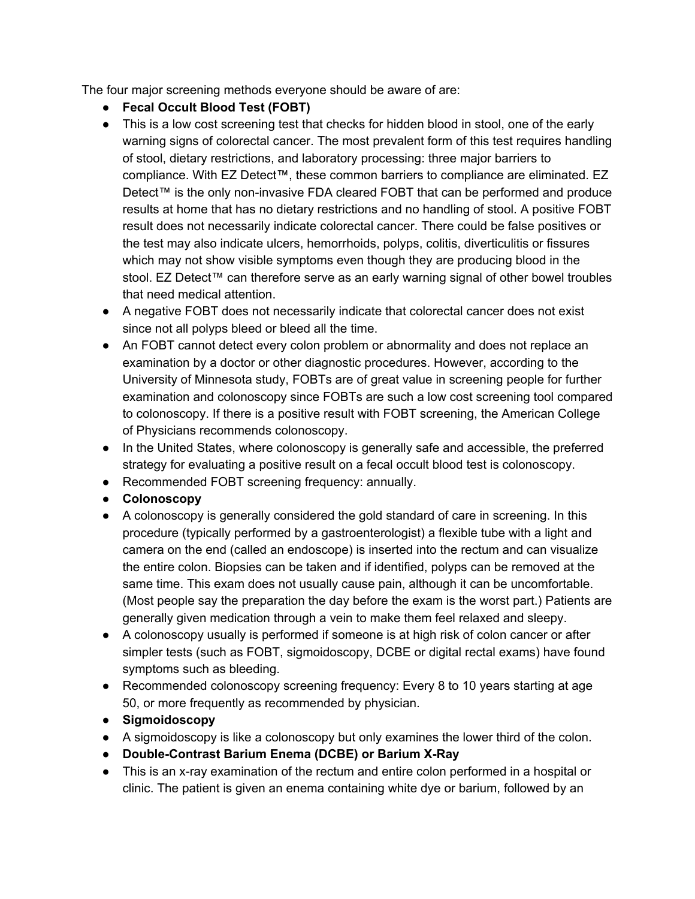The four major screening methods everyone should be aware of are:

- **Fecal Occult Blood Test (FOBT)**
- This is a low cost screening test that checks for hidden blood in stool, one of the early warning signs of colorectal cancer. The most prevalent form of this test requires handling of stool, dietary restrictions, and laboratory processing: three major barriers to compliance. With EZ Detect™, these common barriers to compliance are eliminated. EZ Detect™ is the only non-invasive FDA cleared FOBT that can be performed and produce results at home that has no dietary restrictions and no handling of stool. A positive FOBT result does not necessarily indicate colorectal cancer. There could be false positives or the test may also indicate ulcers, hemorrhoids, polyps, colitis, diverticulitis or fissures which may not show visible symptoms even though they are producing blood in the stool. EZ Detect™ can therefore serve as an early warning signal of other bowel troubles that need medical attention.
- A negative FOBT does not necessarily indicate that colorectal cancer does not exist since not all polyps bleed or bleed all the time.
- An FOBT cannot detect every colon problem or abnormality and does not replace an examination by a doctor or other diagnostic procedures. However, according to the University of Minnesota study, FOBTs are of great value in screening people for further examination and colonoscopy since FOBTs are such a low cost screening tool compared to colonoscopy. If there is a positive result with FOBT screening, the American College of Physicians recommends colonoscopy.
- In the United States, where colonoscopy is generally safe and accessible, the preferred strategy for evaluating a positive result on a fecal occult blood test is colonoscopy.
- Recommended FOBT screening frequency: annually.
- **Colonoscopy**
- A colonoscopy is generally considered the gold standard of care in screening. In this procedure (typically performed by a gastroenterologist) a flexible tube with a light and camera on the end (called an endoscope) is inserted into the rectum and can visualize the entire colon. Biopsies can be taken and if identified, polyps can be removed at the same time. This exam does not usually cause pain, although it can be uncomfortable. (Most people say the preparation the day before the exam is the worst part.) Patients are generally given medication through a vein to make them feel relaxed and sleepy.
- A colonoscopy usually is performed if someone is at high risk of colon cancer or after simpler tests (such as FOBT, sigmoidoscopy, DCBE or digital rectal exams) have found symptoms such as bleeding.
- Recommended colonoscopy screening frequency: Every 8 to 10 years starting at age 50, or more frequently as recommended by physician.
- **Sigmoidoscopy**
- A sigmoidoscopy is like a colonoscopy but only examines the lower third of the colon.
- **Double-Contrast Barium Enema (DCBE) or Barium X-Ray**
- This is an x-ray examination of the rectum and entire colon performed in a hospital or clinic. The patient is given an enema containing white dye or barium, followed by an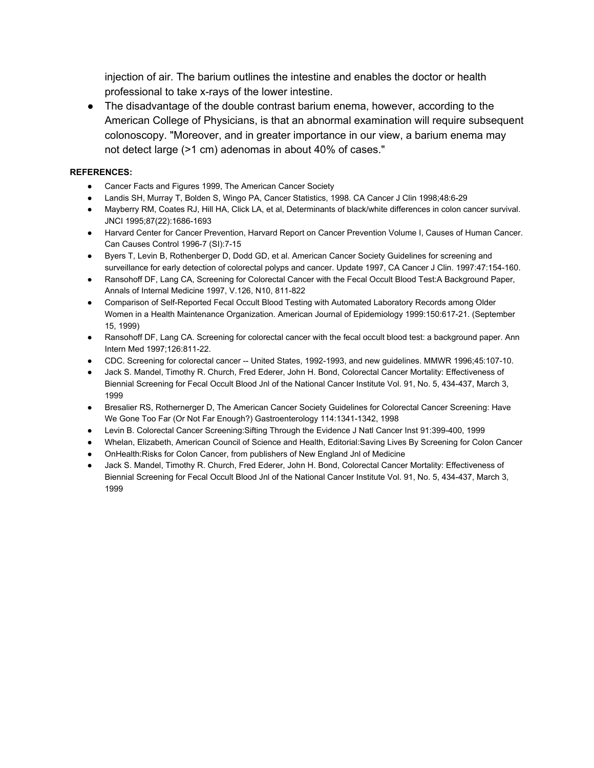injection of air. The barium outlines the intestine and enables the doctor or health professional to take x-rays of the lower intestine.

- The disadvantage of the double contrast barium enema, however, according to the American College of Physicians, is that an abnormal examination will require subsequent colonoscopy. "Moreover, and in greater importance in our view, a barium enema may not detect large (>1 cm) adenomas in about 40% of cases."

**REFERENCES:**

- Cancer Facts and Figures 1999, The American Cancer Society
- Landis SH, Murray T, Bolden S, Wingo PA, Cancer Statistics, 1998. CA Cancer J Clin 1998;48:6-29
- Mayberry RM, Coates RJ, Hill HA, Click LA, et al, Determinants of black/white differences in colon cancer survival. JNCI 1995;87(22):1686-1693
- Harvard Center for Cancer Prevention, Harvard Report on Cancer Prevention Volume I, Causes of Human Cancer. Can Causes Control 1996-7 (SI):7-15
- Byers T, Levin B, Rothenberger D, Dodd GD, et al. American Cancer Society Guidelines for screening and surveillance for early detection of colorectal polyps and cancer. Update 1997, CA Cancer J Clin. 1997:47:154-160.
- Ransohoff DF, Lang CA, Screening for Colorectal Cancer with the Fecal Occult Blood Test:A Background Paper, Annals of Internal Medicine 1997, V.126, N10, 811-822
- Comparison of Self-Reported Fecal Occult Blood Testing with Automated Laboratory Records among Older Women in a Health Maintenance Organization. American Journal of Epidemiology 1999:150:617-21. (September 15, 1999)
- Ransohoff DF, Lang CA. Screening for colorectal cancer with the fecal occult blood test: a background paper. Ann Intern Med 1997;126:811-22.
- CDC. Screening for colorectal cancer -- United States, 1992-1993, and new guidelines. MMWR 1996;45:107-10.
- Jack S. Mandel, Timothy R. Church, Fred Ederer, John H. Bond, Colorectal Cancer Mortality: Effectiveness of Biennial Screening for Fecal Occult Blood Jnl of the National Cancer Institute Vol. 91, No. 5, 434-437, March 3, 1999
- Bresalier RS, Rothernerger D, The American Cancer Society Guidelines for Colorectal Cancer Screening: Have We Gone Too Far (Or Not Far Enough?) Gastroenterology 114:1341-1342, 1998
- Levin B. Colorectal Cancer Screening:Sifting Through the Evidence J Natl Cancer Inst 91:399-400, 1999
- Whelan, Elizabeth, American Council of Science and Health, Editorial:Saving Lives By Screening for Colon Cancer
- OnHealth:Risks for Colon Cancer, from publishers of New England Jnl of Medicine
- Jack S. Mandel, Timothy R. Church, Fred Ederer, John H. Bond, Colorectal Cancer Mortality: Effectiveness of Biennial Screening for Fecal Occult Blood Jnl of the National Cancer Institute Vol. 91, No. 5, 434-437, March 3, 1999